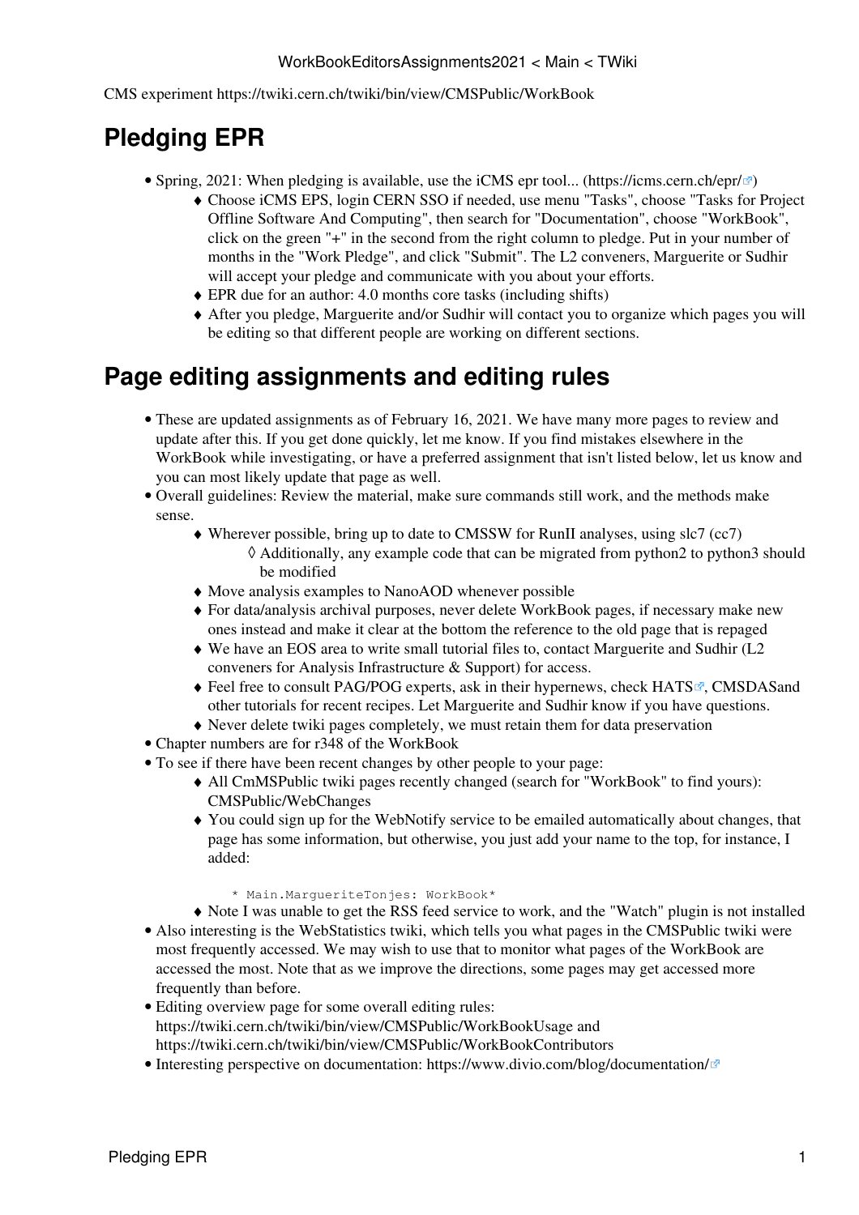CMS experiment https://twiki.cern.ch/twiki/bin/view/CMSPublic/WorkBook

# Pledging EPR

- Spring, 2021: When pledging is available, use the iCMS epr tool... (https://icms.cern.ch/epr/)
    - Choose iCMS EPS, login CERN SSO if needed, use menu "Tasks", choose "Tasks for Project Offline Software And Computing", then search for "Documentation", choose "WorkBook", click on the green "+" in the second from the right column to pledge. Put in your number of months in the "Work Pledge", and click "Submit". The L2 conveners, Marguerite or Sudhir will accept your pledge and communicate with you about your efforts.
    - EPR due for an author: 4.0 months core tasks (including shifts)
    - After you pledge, Marguerite and/or Sudhir will contact you to organize which pages you will be editing so that different people are working on different sections.

# Page editing assignments and editing rules

- These are updated assignments as of February 16, 2021. We have many more pages to review and update after this. If you get done quickly, let me know. If you find mistakes elsewhere in the WorkBook while investigating, or have a preferred assignment that isn't listed below, let us know and you can most likely update that page as well.
- Overall guidelines: Review the material, make sure commands still work, and the methods make sense.
    - Wherever possible, bring up to date to CMSSW for RunII analyses, using slc7 (cc7)
        - Additionally, any example code that can be migrated from python2 to python3 should be modified
    - Move analysis examples to NanoAOD whenever possible
    - For data/analysis archival purposes, never delete WorkBook pages, if necessary make new ones instead and make it clear at the bottom the reference to the old page that is repaged
    - We have an EOS area to write small tutorial files to, contact Marguerite and Sudhir (L2 conveners for Analysis Infrastructure & Support) for access.
    - Feel free to consult PAG/POG experts, ask in their hypernews, check HATS, CMSDASand other tutorials for recent recipes. Let Marguerite and Sudhir know if you have questions.
    - Never delete twiki pages completely, we must retain them for data preservation
- Chapter numbers are for r348 of the WorkBook
- To see if there have been recent changes by other people to your page:
    - All CmMSPublic twiki pages recently changed (search for "WorkBook" to find yours): CMSPublic/WebChanges
    - You could sign up for the WebNotify service to be emailed automatically about changes, that page has some information, but otherwise, you just add your name to the top, for instance, I added:

      ```
      * Main.MargueriteTonjes: WorkBook*
      ```

    - Note I was unable to get the RSS feed service to work, and the "Watch" plugin is not installed
- Also interesting is the WebStatistics twiki, which tells you what pages in the CMSPublic twiki were most frequently accessed. We may wish to use that to monitor what pages of the WorkBook are accessed the most. Note that as we improve the directions, some pages may get accessed more frequently than before.
- Editing overview page for some overall editing rules: https://twiki.cern.ch/twiki/bin/view/CMSPublic/WorkBookUsage and https://twiki.cern.ch/twiki/bin/view/CMSPublic/WorkBookContributors
- Interesting perspective on documentation: https://www.divio.com/blog/documentation/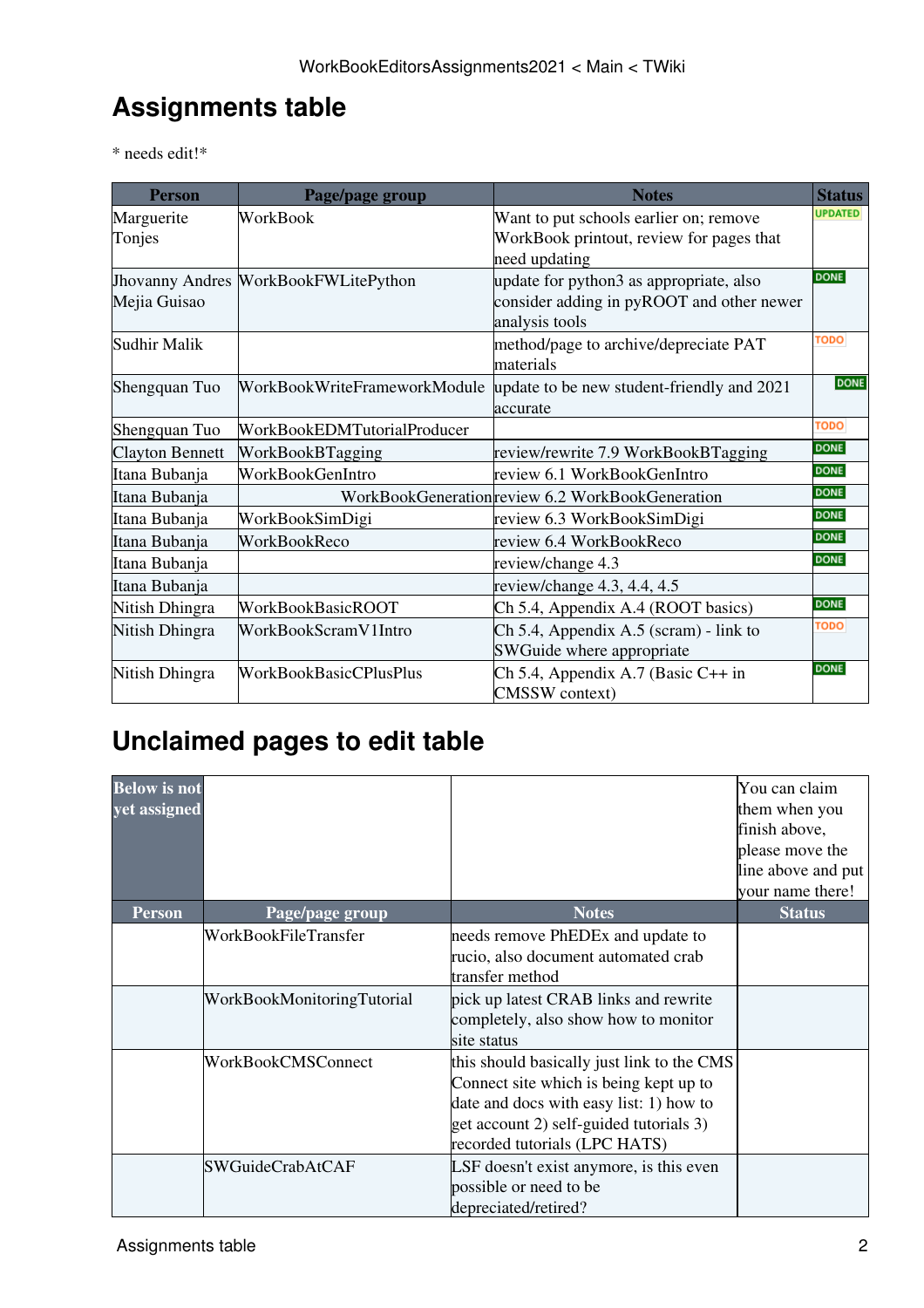## Assignments table

* needs edit!*

| Person | Page/page group | Notes | Status |
|---|---|---|---|
| Marguerite Tonjes | WorkBook | Want to put schools earlier on; remove WorkBook printout, review for pages that need updating | UPDATED |
| Jhovanny Andres Mejia Guisao | WorkBookFWLitePython | update for python3 as appropriate, also consider adding in pyROOT and other newer analysis tools | DONE |
| Sudhir Malik | | method/page to archive/depreciate PAT materials | TODO |
| Shengquan Tuo | WorkBookWriteFrameworkModule | update to be new student-friendly and 2021 accurate | DONE |
| Shengquan Tuo | WorkBookEDMTutorialProducer | | TODO |
| Clayton Bennett | WorkBookBTagging | review/rewrite 7.9 WorkBookBTagging | DONE |
| Itana Bubanja | WorkBookGenIntro | review 6.1 WorkBookGenIntro | DONE |
| Itana Bubanja | WorkBookGeneration | review 6.2 WorkBookGeneration | DONE |
| Itana Bubanja | WorkBookSimDigi | review 6.3 WorkBookSimDigi | DONE |
| Itana Bubanja | WorkBookReco | review 6.4 WorkBookReco | DONE |
| Itana Bubanja | | review/change 4.3 | DONE |
| Itana Bubanja | | review/change 4.3, 4.4, 4.5 | |
| Nitish Dhingra | WorkBookBasicROOT | Ch 5.4, Appendix A.4 (ROOT basics) | DONE |
| Nitish Dhingra | WorkBookScramV1Intro | Ch 5.4, Appendix A.5 (scram) - link to SWGuide where appropriate | TODO |
| Nitish Dhingra | WorkBookBasicCPlusPlus | Ch 5.4, Appendix A.7 (Basic C++ in CMSSW context) | DONE |

## Unclaimed pages to edit table

| **Below is not yet assigned** | | | You can claim them when you finish above, please move the line above and put your name there! |
|---|---|---|---|
| **Person** | **Page/page group** | **Notes** | **Status** |
| | WorkBookFileTransfer | needs remove PhEDEx and update to rucio, also document automated crab transfer method | |
| | WorkBookMonitoringTutorial | pick up latest CRAB links and rewrite completely, also show how to monitor site status | |
| | WorkBookCMSConnect | this should basically just link to the CMS Connect site which is being kept up to date and docs with easy list: 1) how to get account 2) self-guided tutorials 3) recorded tutorials (LPC HATS) | |
| | SWGuideCrabAtCAF | LSF doesn't exist anymore, is this even possible or need to be depreciated/retired? | |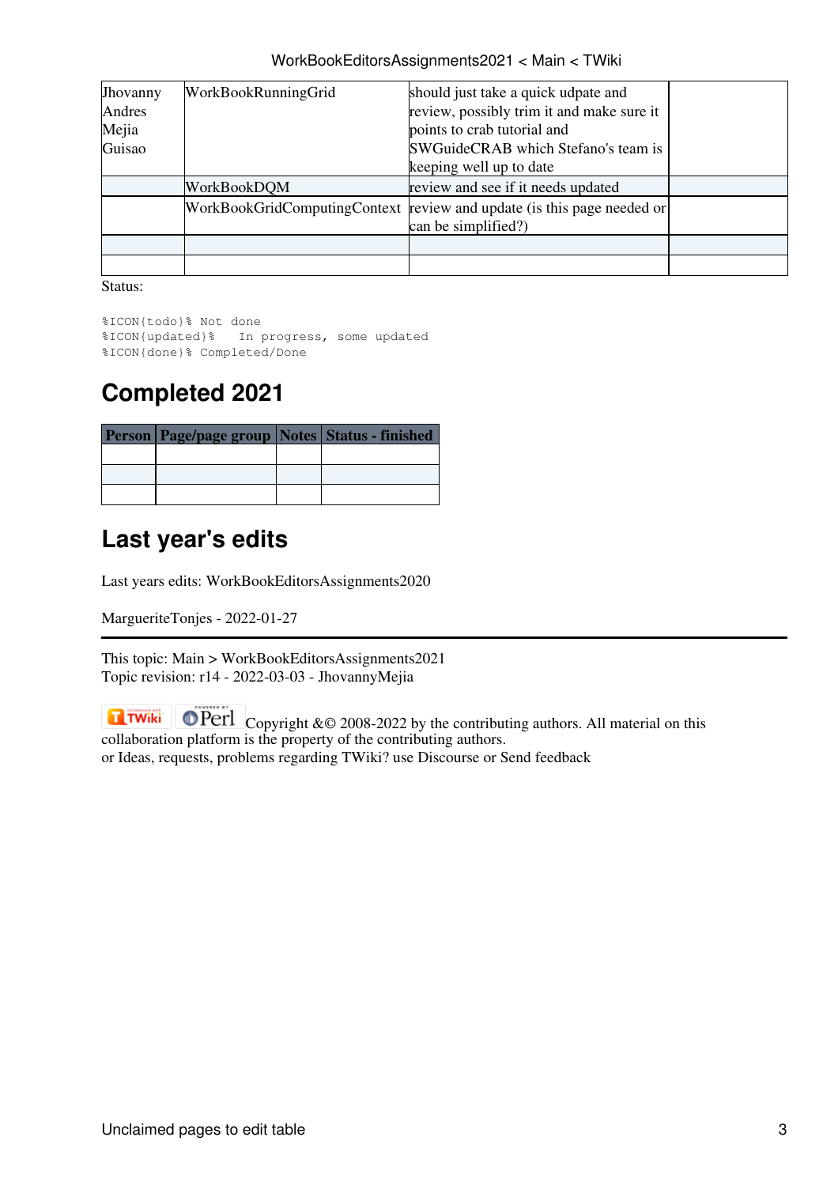| | | | |
|---|---|---|---|
| Jhovanny Andres Mejia Guisao | WorkBookRunningGrid | should just take a quick udpate and review, possibly trim it and make sure it points to crab tutorial and SWGuideCRAB which Stefano's team is keeping well up to date | |
| | WorkBookDQM | review and see if it needs updated | |
| | WorkBookGridComputingContext | review and update (is this page needed or can be simplified?) | |
| | | | |
| | | | |

Status:

```
%ICON{todo}% Not done
%ICON{updated}%  In progress, some updated
%ICON{done}% Completed/Done
```

## Completed 2021

| Person | Page/page group | Notes | Status - finished |
|---|---|---|---|
| | | | |
| | | | |
| | | | |

## Last year's edits

Last years edits: WorkBookEditorsAssignments2020

MargueriteTonjes - 2022-01-27

---

This topic: Main > WorkBookEditorsAssignments2021
Topic revision: r14 - 2022-03-03 - JhovannyMejia

Copyright &© 2008-2022 by the contributing authors. All material on this collaboration platform is the property of the contributing authors.
or Ideas, requests, problems regarding TWiki? use Discourse or Send feedback